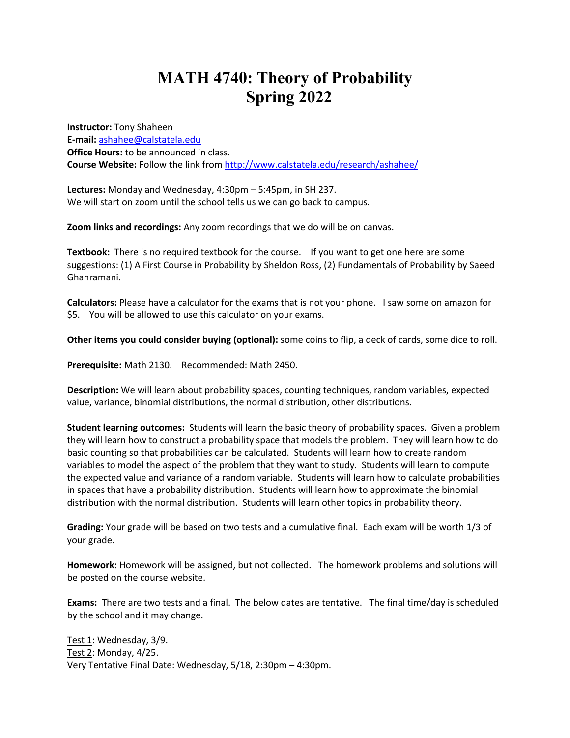# MATH 4740: Theory of Probability
# Spring 2022

**Instructor:** Tony Shaheen
**E-mail:** ashahee@calstatela.edu
**Office Hours:** to be announced in class.
**Course Website:** Follow the link from http://www.calstatela.edu/research/ashahee/

**Lectures:** Monday and Wednesday, 4:30pm – 5:45pm, in SH 237.
We will start on zoom until the school tells us we can go back to campus.

**Zoom links and recordings:** Any zoom recordings that we do will be on canvas.

**Textbook:** There is no required textbook for the course. If you want to get one here are some suggestions: (1) A First Course in Probability by Sheldon Ross, (2) Fundamentals of Probability by Saeed Ghahramani.

**Calculators:** Please have a calculator for the exams that is not your phone. I saw some on amazon for $5. You will be allowed to use this calculator on your exams.

**Other items you could consider buying (optional):** some coins to flip, a deck of cards, some dice to roll.

**Prerequisite:** Math 2130. Recommended: Math 2450.

**Description:** We will learn about probability spaces, counting techniques, random variables, expected value, variance, binomial distributions, the normal distribution, other distributions.

**Student learning outcomes:** Students will learn the basic theory of probability spaces. Given a problem they will learn how to construct a probability space that models the problem. They will learn how to do basic counting so that probabilities can be calculated. Students will learn how to create random variables to model the aspect of the problem that they want to study. Students will learn to compute the expected value and variance of a random variable. Students will learn how to calculate probabilities in spaces that have a probability distribution. Students will learn how to approximate the binomial distribution with the normal distribution. Students will learn other topics in probability theory.

**Grading:** Your grade will be based on two tests and a cumulative final. Each exam will be worth 1/3 of your grade.

**Homework:** Homework will be assigned, but not collected. The homework problems and solutions will be posted on the course website.

**Exams:** There are two tests and a final. The below dates are tentative. The final time/day is scheduled by the school and it may change.

Test 1: Wednesday, 3/9.
Test 2: Monday, 4/25.
Very Tentative Final Date: Wednesday, 5/18, 2:30pm – 4:30pm.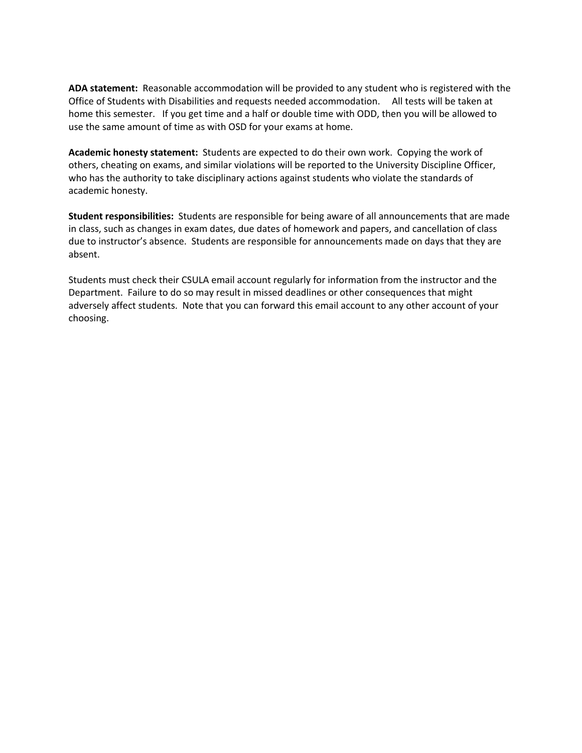**ADA statement:** Reasonable accommodation will be provided to any student who is registered with the Office of Students with Disabilities and requests needed accommodation. All tests will be taken at home this semester. If you get time and a half or double time with ODD, then you will be allowed to use the same amount of time as with OSD for your exams at home.

**Academic honesty statement:** Students are expected to do their own work. Copying the work of others, cheating on exams, and similar violations will be reported to the University Discipline Officer, who has the authority to take disciplinary actions against students who violate the standards of academic honesty.

**Student responsibilities:** Students are responsible for being aware of all announcements that are made in class, such as changes in exam dates, due dates of homework and papers, and cancellation of class due to instructor's absence. Students are responsible for announcements made on days that they are absent.

Students must check their CSULA email account regularly for information from the instructor and the Department. Failure to do so may result in missed deadlines or other consequences that might adversely affect students. Note that you can forward this email account to any other account of your choosing.